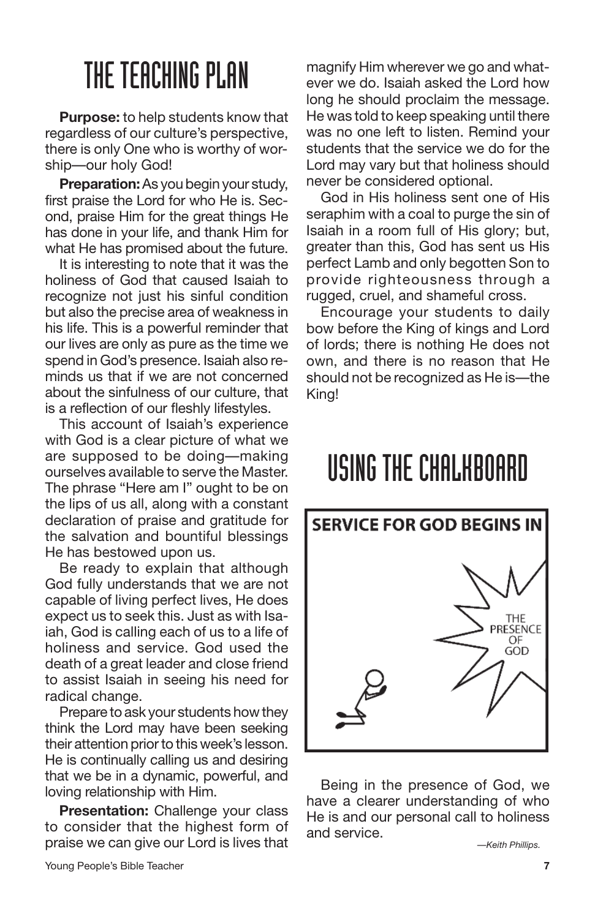# THE TEACHING PLAN

**Purpose:** to help students know that regardless of our culture's perspective, there is only One who is worthy of worship—our holy God!

**Preparation:** As you begin your study, first praise the Lord for who He is. Second, praise Him for the great things He has done in your life, and thank Him for what He has promised about the future.

It is interesting to note that it was the holiness of God that caused Isaiah to recognize not just his sinful condition but also the precise area of weakness in his life. This is a powerful reminder that our lives are only as pure as the time we spend in God's presence. Isaiah also reminds us that if we are not concerned about the sinfulness of our culture, that is a reflection of our fleshly lifestyles.

This account of Isaiah's experience with God is a clear picture of what we are supposed to be doing—making ourselves available to serve the Master. The phrase "Here am I" ought to be on the lips of us all, along with a constant declaration of praise and gratitude for the salvation and bountiful blessings He has bestowed upon us.

Be ready to explain that although God fully understands that we are not capable of living perfect lives, He does expect us to seek this. Just as with Isaiah, God is calling each of us to a life of holiness and service. God used the death of a great leader and close friend to assist Isaiah in seeing his need for radical change.

Prepare to ask your students how they think the Lord may have been seeking their attention prior to this week's lesson. He is continually calling us and desiring that we be in a dynamic, powerful, and loving relationship with Him.

**Presentation:** Challenge your class to consider that the highest form of praise we can give our Lord is lives that magnify Him wherever we go and whatever we do. Isaiah asked the Lord how long he should proclaim the message. He was told to keep speaking until there was no one left to listen. Remind your students that the service we do for the Lord may vary but that holiness should never be considered optional.

God in His holiness sent one of His seraphim with a coal to purge the sin of Isaiah in a room full of His glory; but, greater than this, God has sent us His perfect Lamb and only begotten Son to provide righteousness through a rugged, cruel, and shameful cross.

Encourage your students to daily bow before the King of kings and Lord of lords; there is nothing He does not own, and there is no reason that He should not be recognized as He is—the King!

# USING THE CHALKBOARD

**SERVICE FOR GOD BEGINS IN**

THE PRESENCE OF GOD

Being in the presence of God, we have a clearer understanding of who He is and our personal call to holiness and service.

*—Keith Phillips.*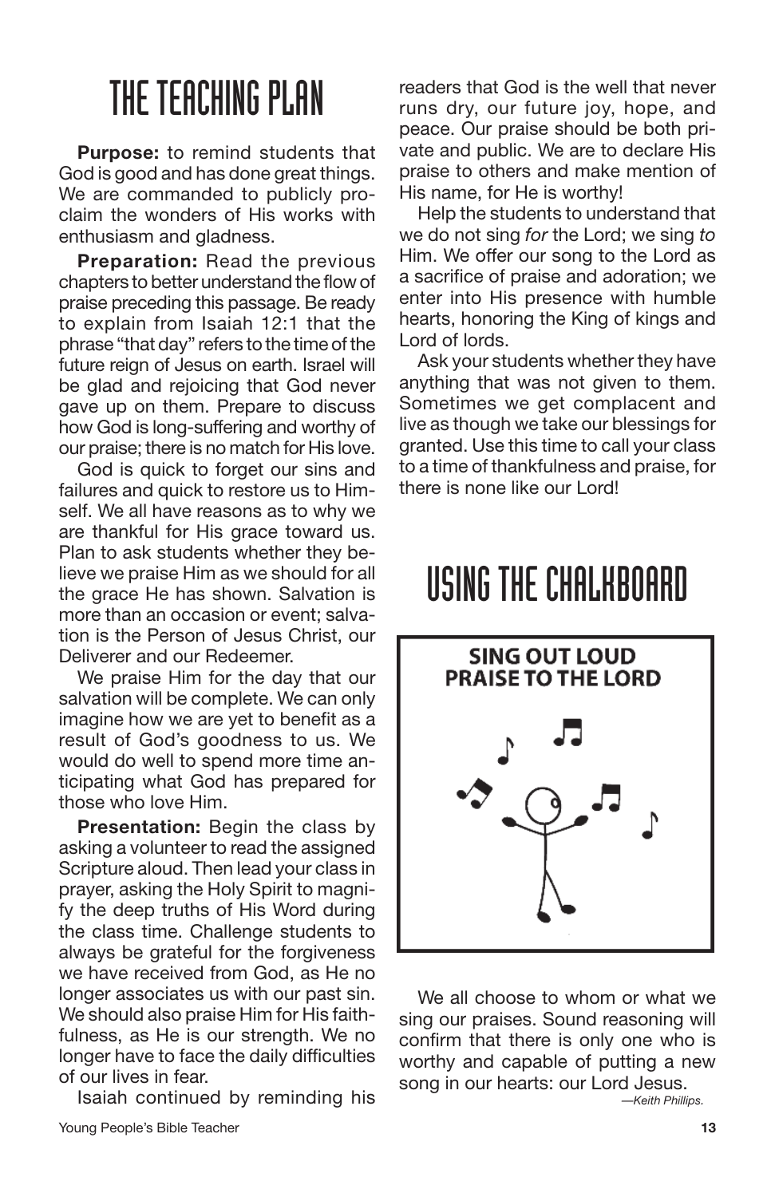# THE TEACHING PLAN

**Purpose:** to remind students that God is good and has done great things. We are commanded to publicly proclaim the wonders of His works with enthusiasm and gladness.

**Preparation:** Read the previous chapters to better understand the flow of praise preceding this passage. Be ready to explain from Isaiah 12:1 that the phrase "that day" refers to the time of the future reign of Jesus on earth. Israel will be glad and rejoicing that God never gave up on them. Prepare to discuss how God is long-suffering and worthy of our praise; there is no match for His love.

God is quick to forget our sins and failures and quick to restore us to Himself. We all have reasons as to why we are thankful for His grace toward us. Plan to ask students whether they believe we praise Him as we should for all the grace He has shown. Salvation is more than an occasion or event; salvation is the Person of Jesus Christ, our Deliverer and our Redeemer.

We praise Him for the day that our salvation will be complete. We can only imagine how we are yet to benefit as a result of God's goodness to us. We would do well to spend more time anticipating what God has prepared for those who love Him.

**Presentation:** Begin the class by asking a volunteer to read the assigned Scripture aloud. Then lead your class in prayer, asking the Holy Spirit to magnify the deep truths of His Word during the class time. Challenge students to always be grateful for the forgiveness we have received from God, as He no longer associates us with our past sin. We should also praise Him for His faithfulness, as He is our strength. We no longer have to face the daily difficulties of our lives in fear.

Isaiah continued by reminding his readers that God is the well that never runs dry, our future joy, hope, and peace. Our praise should be both private and public. We are to declare His praise to others and make mention of His name, for He is worthy!

Help the students to understand that we do not sing *for* the Lord; we sing *to* Him. We offer our song to the Lord as a sacrifice of praise and adoration; we enter into His presence with humble hearts, honoring the King of kings and Lord of lords.

Ask your students whether they have anything that was not given to them. Sometimes we get complacent and live as though we take our blessings for granted. Use this time to call your class to a time of thankfulness and praise, for there is none like our Lord!

# USING THE CHALKBOARD

**SING OUT LOUD PRAISE TO THE LORD**

We all choose to whom or what we sing our praises. Sound reasoning will confirm that there is only one who is worthy and capable of putting a new song in our hearts: our Lord Jesus.

*—Keith Phillips.*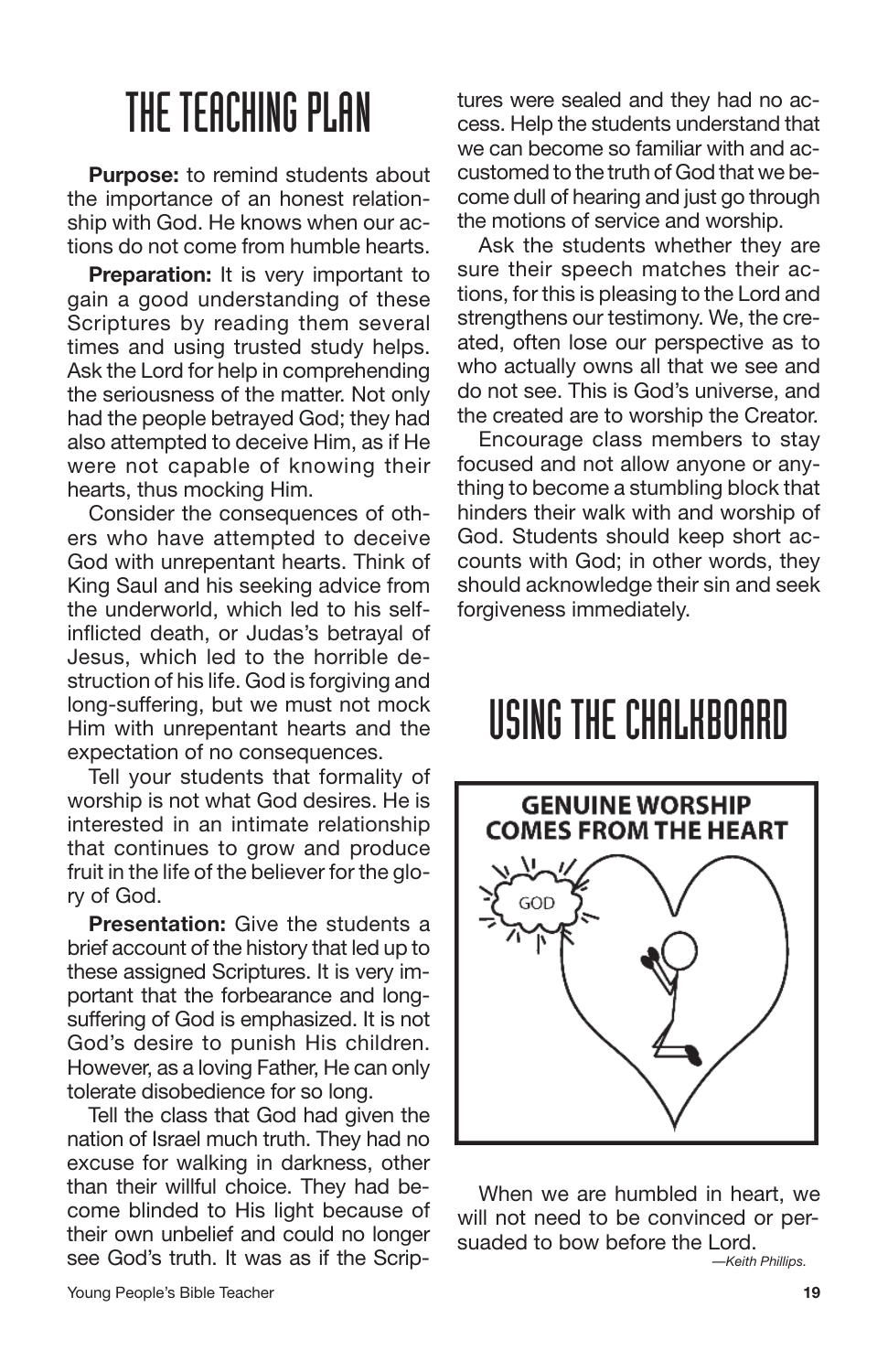# THE TEACHING PLAN

**Purpose:** to remind students about the importance of an honest relationship with God. He knows when our actions do not come from humble hearts.

**Preparation:** It is very important to gain a good understanding of these Scriptures by reading them several times and using trusted study helps. Ask the Lord for help in comprehending the seriousness of the matter. Not only had the people betrayed God; they had also attempted to deceive Him, as if He were not capable of knowing their hearts, thus mocking Him.

Consider the consequences of others who have attempted to deceive God with unrepentant hearts. Think of King Saul and his seeking advice from the underworld, which led to his self-inflicted death, or Judas's betrayal of Jesus, which led to the horrible destruction of his life. God is forgiving and long-suffering, but we must not mock Him with unrepentant hearts and the expectation of no consequences.

Tell your students that formality of worship is not what God desires. He is interested in an intimate relationship that continues to grow and produce fruit in the life of the believer for the glory of God.

**Presentation:** Give the students a brief account of the history that led up to these assigned Scriptures. It is very important that the forbearance and long-suffering of God is emphasized. It is not God's desire to punish His children. However, as a loving Father, He can only tolerate disobedience for so long.

Tell the class that God had given the nation of Israel much truth. They had no excuse for walking in darkness, other than their willful choice. They had become blinded to His light because of their own unbelief and could no longer see God's truth. It was as if the Scriptures were sealed and they had no access. Help the students understand that we can become so familiar with and accustomed to the truth of God that we become dull of hearing and just go through the motions of service and worship.

Ask the students whether they are sure their speech matches their actions, for this is pleasing to the Lord and strengthens our testimony. We, the created, often lose our perspective as to who actually owns all that we see and do not see. This is God's universe, and the created are to worship the Creator.

Encourage class members to stay focused and not allow anyone or anything to become a stumbling block that hinders their walk with and worship of God. Students should keep short accounts with God; in other words, they should acknowledge their sin and seek forgiveness immediately.

# USING THE CHALKBOARD

**GENUINE WORSHIP COMES FROM THE HEART**

GOD

When we are humbled in heart, we will not need to be convinced or persuaded to bow before the Lord.

*—Keith Phillips.*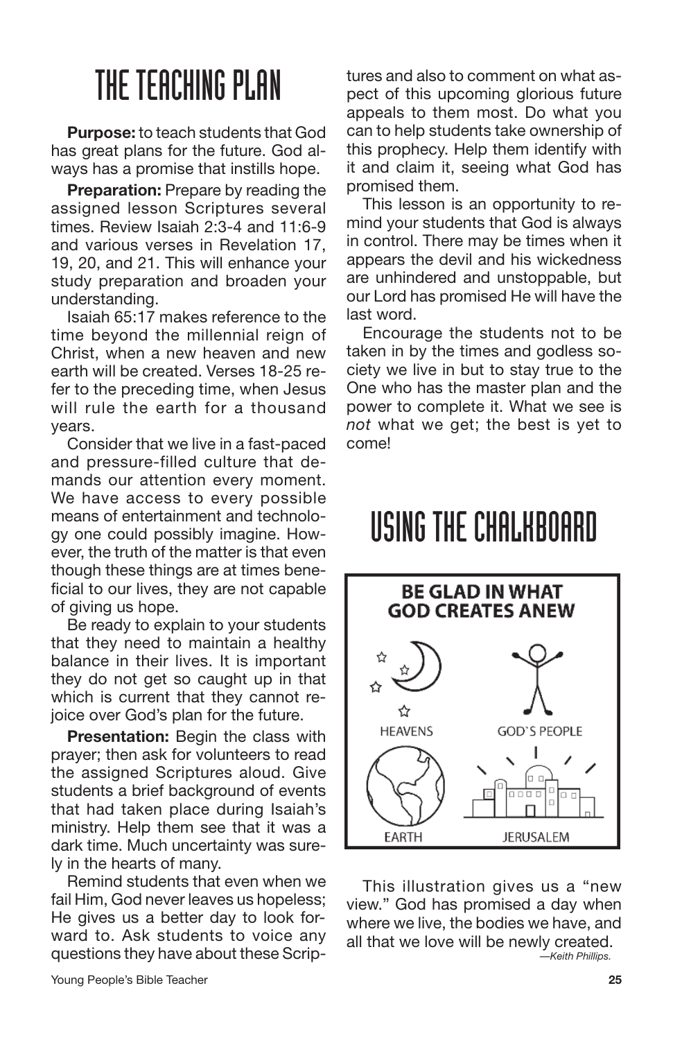# THE TEACHING PLAN

**Purpose:** to teach students that God has great plans for the future. God always has a promise that instills hope.

**Preparation:** Prepare by reading the assigned lesson Scriptures several times. Review Isaiah 2:3-4 and 11:6-9 and various verses in Revelation 17, 19, 20, and 21. This will enhance your study preparation and broaden your understanding.

Isaiah 65:17 makes reference to the time beyond the millennial reign of Christ, when a new heaven and new earth will be created. Verses 18-25 refer to the preceding time, when Jesus will rule the earth for a thousand years.

Consider that we live in a fast-paced and pressure-filled culture that demands our attention every moment. We have access to every possible means of entertainment and technology one could possibly imagine. However, the truth of the matter is that even though these things are at times beneficial to our lives, they are not capable of giving us hope.

Be ready to explain to your students that they need to maintain a healthy balance in their lives. It is important they do not get so caught up in that which is current that they cannot rejoice over God's plan for the future.

**Presentation:** Begin the class with prayer; then ask for volunteers to read the assigned Scriptures aloud. Give students a brief background of events that had taken place during Isaiah's ministry. Help them see that it was a dark time. Much uncertainty was surely in the hearts of many.

Remind students that even when we fail Him, God never leaves us hopeless; He gives us a better day to look forward to. Ask students to voice any questions they have about these Scriptures and also to comment on what aspect of this upcoming glorious future appeals to them most. Do what you can to help students take ownership of this prophecy. Help them identify with it and claim it, seeing what God has promised them.

This lesson is an opportunity to remind your students that God is always in control. There may be times when it appears the devil and his wickedness are unhindered and unstoppable, but our Lord has promised He will have the last word.

Encourage the students not to be taken in by the times and godless society we live in but to stay true to the One who has the master plan and the power to complete it. What we see is *not* what we get; the best is yet to come!

# USING THE CHALKBOARD

**BE GLAD IN WHAT GOD CREATES ANEW**

HEAVENS — GOD'S PEOPLE — EARTH — JERUSALEM

This illustration gives us a "new view." God has promised a day when where we live, the bodies we have, and all that we love will be newly created.

*—Keith Phillips.*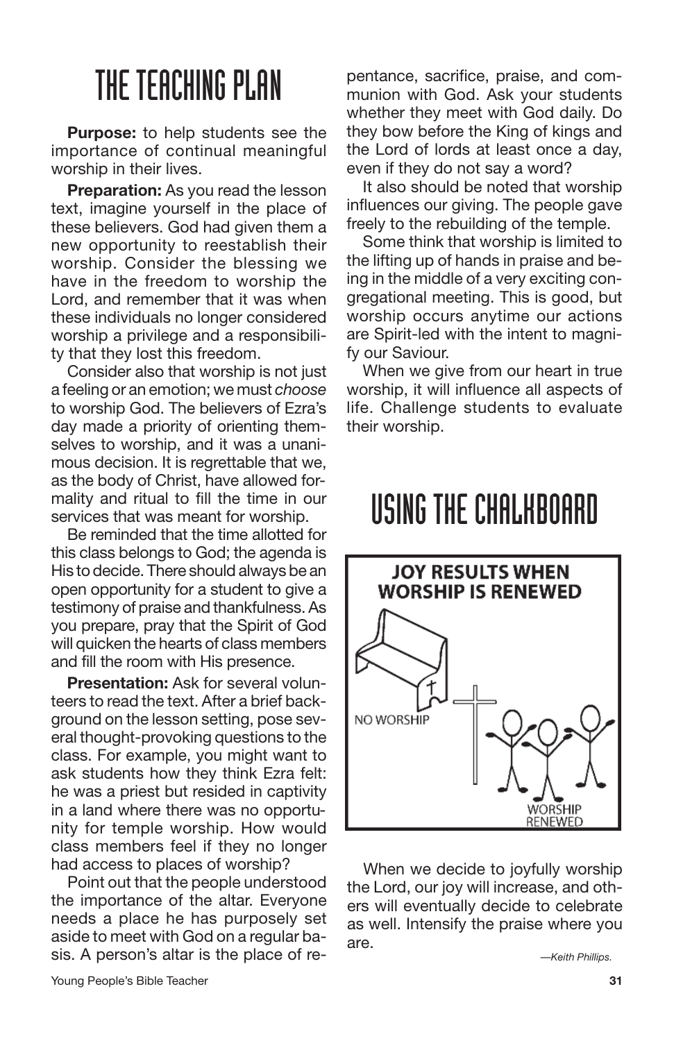# THE TEACHING PLAN

**Purpose:** to help students see the importance of continual meaningful worship in their lives.

**Preparation:** As you read the lesson text, imagine yourself in the place of these believers. God had given them a new opportunity to reestablish their worship. Consider the blessing we have in the freedom to worship the Lord, and remember that it was when these individuals no longer considered worship a privilege and a responsibility that they lost this freedom.

Consider also that worship is not just a feeling or an emotion; we must *choose* to worship God. The believers of Ezra's day made a priority of orienting themselves to worship, and it was a unanimous decision. It is regrettable that we, as the body of Christ, have allowed formality and ritual to fill the time in our services that was meant for worship.

Be reminded that the time allotted for this class belongs to God; the agenda is His to decide. There should always be an open opportunity for a student to give a testimony of praise and thankfulness. As you prepare, pray that the Spirit of God will quicken the hearts of class members and fill the room with His presence.

**Presentation:** Ask for several volunteers to read the text. After a brief background on the lesson setting, pose several thought-provoking questions to the class. For example, you might want to ask students how they think Ezra felt: he was a priest but resided in captivity in a land where there was no opportunity for temple worship. How would class members feel if they no longer had access to places of worship?

Point out that the people understood the importance of the altar. Everyone needs a place he has purposely set aside to meet with God on a regular basis. A person's altar is the place of repentance, sacrifice, praise, and communion with God. Ask your students whether they meet with God daily. Do they bow before the King of kings and the Lord of lords at least once a day, even if they do not say a word?

It also should be noted that worship influences our giving. The people gave freely to the rebuilding of the temple.

Some think that worship is limited to the lifting up of hands in praise and being in the middle of a very exciting congregational meeting. This is good, but worship occurs anytime our actions are Spirit-led with the intent to magnify our Saviour.

When we give from our heart in true worship, it will influence all aspects of life. Challenge students to evaluate their worship.

# USING THE CHALKBOARD

**JOY RESULTS WHEN WORSHIP IS RENEWED**

NO WORSHIP

WORSHIP RENEWED

When we decide to joyfully worship the Lord, our joy will increase, and others will eventually decide to celebrate as well. Intensify the praise where you are.

*—Keith Phillips.*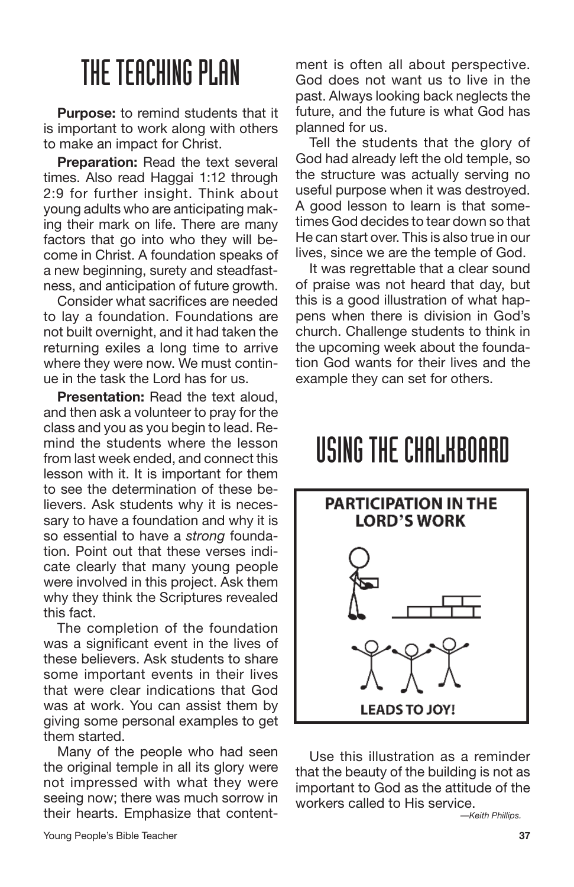# THE TEACHING PLAN

**Purpose:** to remind students that it is important to work along with others to make an impact for Christ.

**Preparation:** Read the text several times. Also read Haggai 1:12 through 2:9 for further insight. Think about young adults who are anticipating making their mark on life. There are many factors that go into who they will become in Christ. A foundation speaks of a new beginning, surety and steadfastness, and anticipation of future growth.

Consider what sacrifices are needed to lay a foundation. Foundations are not built overnight, and it had taken the returning exiles a long time to arrive where they were now. We must continue in the task the Lord has for us.

**Presentation:** Read the text aloud, and then ask a volunteer to pray for the class and you as you begin to lead. Remind the students where the lesson from last week ended, and connect this lesson with it. It is important for them to see the determination of these believers. Ask students why it is necessary to have a foundation and why it is so essential to have a *strong* foundation. Point out that these verses indicate clearly that many young people were involved in this project. Ask them why they think the Scriptures revealed this fact.

The completion of the foundation was a significant event in the lives of these believers. Ask students to share some important events in their lives that were clear indications that God was at work. You can assist them by giving some personal examples to get them started.

Many of the people who had seen the original temple in all its glory were not impressed with what they were seeing now; there was much sorrow in their hearts. Emphasize that contentment is often all about perspective. God does not want us to live in the past. Always looking back neglects the future, and the future is what God has planned for us.

Tell the students that the glory of God had already left the old temple, so the structure was actually serving no useful purpose when it was destroyed. A good lesson to learn is that sometimes God decides to tear down so that He can start over. This is also true in our lives, since we are the temple of God.

It was regrettable that a clear sound of praise was not heard that day, but this is a good illustration of what happens when there is division in God's church. Challenge students to think in the upcoming week about the foundation God wants for their lives and the example they can set for others.

# USING THE CHALKBOARD

**PARTICIPATION IN THE LORD'S WORK**

**LEADS TO JOY!**

Use this illustration as a reminder that the beauty of the building is not as important to God as the attitude of the workers called to His service.

*—Keith Phillips.*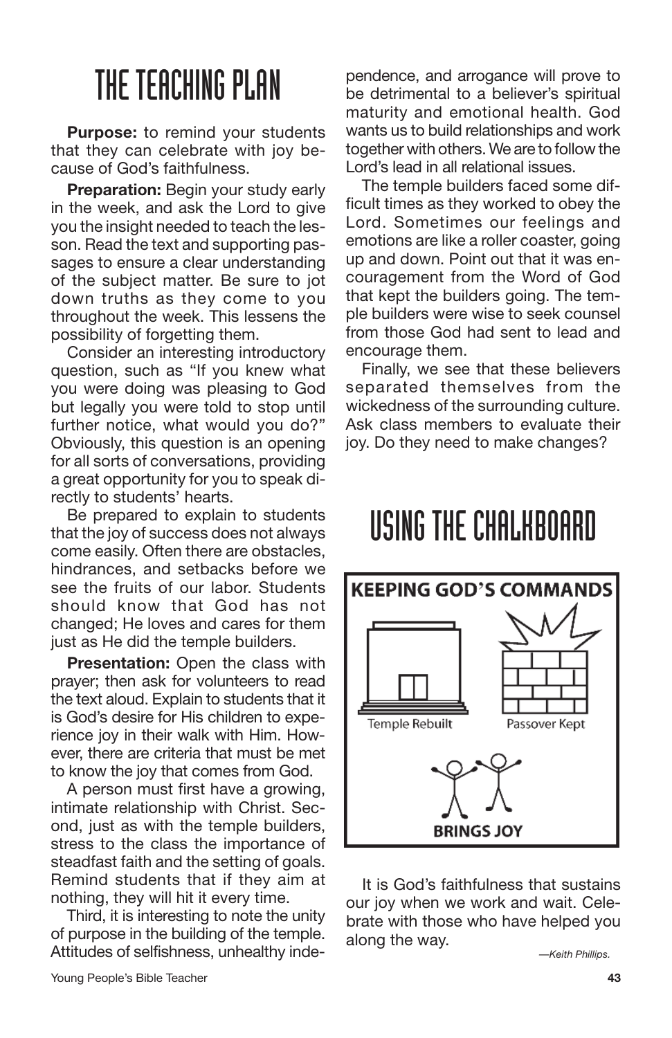# THE TEACHING PLAN

**Purpose:** to remind your students that they can celebrate with joy because of God's faithfulness.

**Preparation:** Begin your study early in the week, and ask the Lord to give you the insight needed to teach the lesson. Read the text and supporting passages to ensure a clear understanding of the subject matter. Be sure to jot down truths as they come to you throughout the week. This lessens the possibility of forgetting them.

Consider an interesting introductory question, such as "If you knew what you were doing was pleasing to God but legally you were told to stop until further notice, what would you do?" Obviously, this question is an opening for all sorts of conversations, providing a great opportunity for you to speak directly to students' hearts.

Be prepared to explain to students that the joy of success does not always come easily. Often there are obstacles, hindrances, and setbacks before we see the fruits of our labor. Students should know that God has not changed; He loves and cares for them just as He did the temple builders.

**Presentation:** Open the class with prayer; then ask for volunteers to read the text aloud. Explain to students that it is God's desire for His children to experience joy in their walk with Him. However, there are criteria that must be met to know the joy that comes from God.

A person must first have a growing, intimate relationship with Christ. Second, just as with the temple builders, stress to the class the importance of steadfast faith and the setting of goals. Remind students that if they aim at nothing, they will hit it every time.

Third, it is interesting to note the unity of purpose in the building of the temple. Attitudes of selfishness, unhealthy independence, and arrogance will prove to be detrimental to a believer's spiritual maturity and emotional health. God wants us to build relationships and work together with others. We are to follow the Lord's lead in all relational issues.

The temple builders faced some difficult times as they worked to obey the Lord. Sometimes our feelings and emotions are like a roller coaster, going up and down. Point out that it was encouragement from the Word of God that kept the builders going. The temple builders were wise to seek counsel from those God had sent to lead and encourage them.

Finally, we see that these believers separated themselves from the wickedness of the surrounding culture. Ask class members to evaluate their joy. Do they need to make changes?

# USING THE CHALKBOARD

**KEEPING GOD'S COMMANDS**

Temple Rebuilt

Passover Kept

**BRINGS JOY**

It is God's faithfulness that sustains our joy when we work and wait. Celebrate with those who have helped you along the way.

*—Keith Phillips.*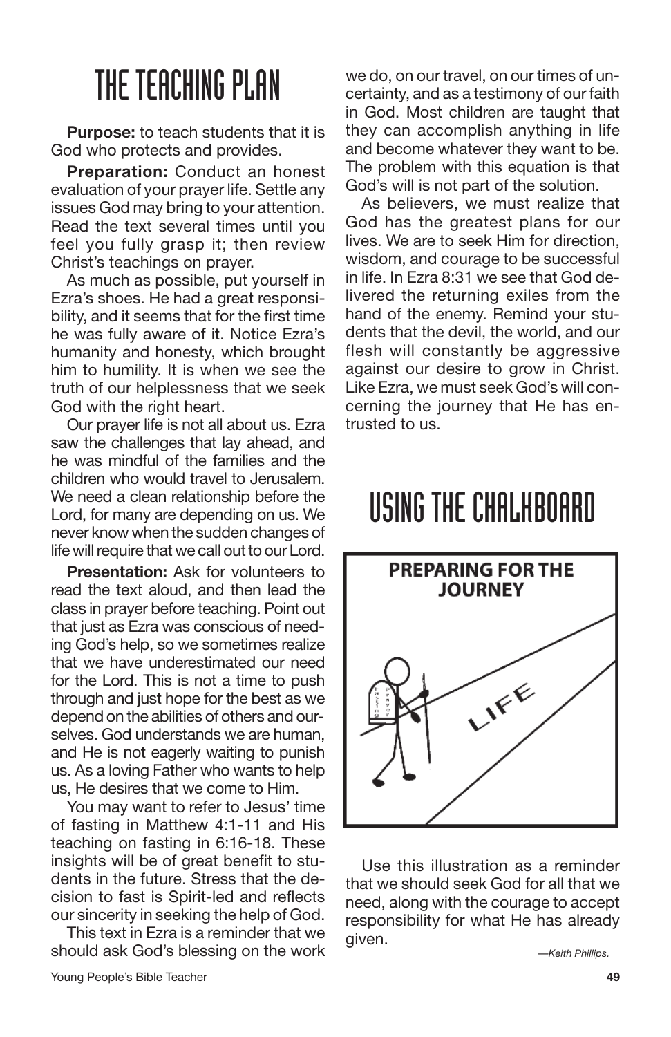# THE TEACHING PLAN

**Purpose:** to teach students that it is God who protects and provides.

**Preparation:** Conduct an honest evaluation of your prayer life. Settle any issues God may bring to your attention. Read the text several times until you feel you fully grasp it; then review Christ's teachings on prayer.

As much as possible, put yourself in Ezra's shoes. He had a great responsibility, and it seems that for the first time he was fully aware of it. Notice Ezra's humanity and honesty, which brought him to humility. It is when we see the truth of our helplessness that we seek God with the right heart.

Our prayer life is not all about us. Ezra saw the challenges that lay ahead, and he was mindful of the families and the children who would travel to Jerusalem. We need a clean relationship before the Lord, for many are depending on us. We never know when the sudden changes of life will require that we call out to our Lord.

**Presentation:** Ask for volunteers to read the text aloud, and then lead the class in prayer before teaching. Point out that just as Ezra was conscious of needing God's help, so we sometimes realize that we have underestimated our need for the Lord. This is not a time to push through and just hope for the best as we depend on the abilities of others and ourselves. God understands we are human, and He is not eagerly waiting to punish us. As a loving Father who wants to help us, He desires that we come to Him.

You may want to refer to Jesus' time of fasting in Matthew 4:1-11 and His teaching on fasting in 6:16-18. These insights will be of great benefit to students in the future. Stress that the decision to fast is Spirit-led and reflects our sincerity in seeking the help of God.

This text in Ezra is a reminder that we should ask God's blessing on the work we do, on our travel, on our times of uncertainty, and as a testimony of our faith in God. Most children are taught that they can accomplish anything in life and become whatever they want to be. The problem with this equation is that God's will is not part of the solution.

As believers, we must realize that God has the greatest plans for our lives. We are to seek Him for direction, wisdom, and courage to be successful in life. In Ezra 8:31 we see that God delivered the returning exiles from the hand of the enemy. Remind your students that the devil, the world, and our flesh will constantly be aggressive against our desire to grow in Christ. Like Ezra, we must seek God's will concerning the journey that He has entrusted to us.

# USING THE CHALKBOARD

**PREPARING FOR THE JOURNEY**

LIFE

Use this illustration as a reminder that we should seek God for all that we need, along with the courage to accept responsibility for what He has already given.

*—Keith Phillips.*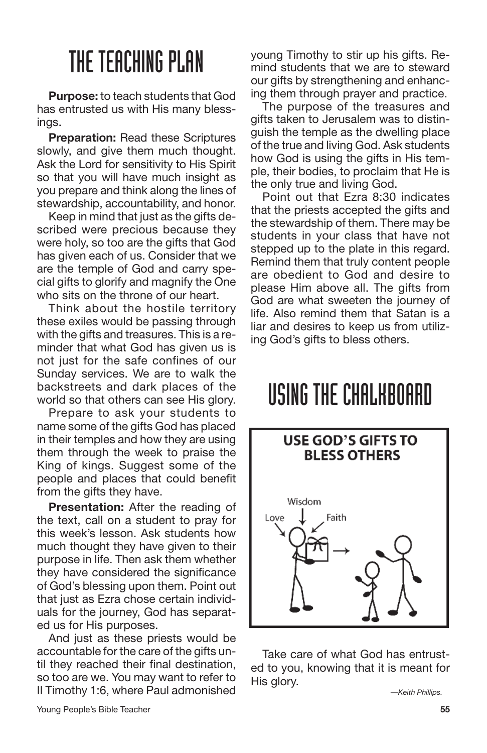# THE TEACHING PLAN

**Purpose:** to teach students that God has entrusted us with His many blessings.

**Preparation:** Read these Scriptures slowly, and give them much thought. Ask the Lord for sensitivity to His Spirit so that you will have much insight as you prepare and think along the lines of stewardship, accountability, and honor.

Keep in mind that just as the gifts described were precious because they were holy, so too are the gifts that God has given each of us. Consider that we are the temple of God and carry special gifts to glorify and magnify the One who sits on the throne of our heart.

Think about the hostile territory these exiles would be passing through with the gifts and treasures. This is a reminder that what God has given us is not just for the safe confines of our Sunday services. We are to walk the backstreets and dark places of the world so that others can see His glory.

Prepare to ask your students to name some of the gifts God has placed in their temples and how they are using them through the week to praise the King of kings. Suggest some of the people and places that could benefit from the gifts they have.

**Presentation:** After the reading of the text, call on a student to pray for this week's lesson. Ask students how much thought they have given to their purpose in life. Then ask them whether they have considered the significance of God's blessing upon them. Point out that just as Ezra chose certain individuals for the journey, God has separated us for His purposes.

And just as these priests would be accountable for the care of the gifts until they reached their final destination, so too are we. You may want to refer to II Timothy 1:6, where Paul admonished young Timothy to stir up his gifts. Remind students that we are to steward our gifts by strengthening and enhancing them through prayer and practice.

The purpose of the treasures and gifts taken to Jerusalem was to distinguish the temple as the dwelling place of the true and living God. Ask students how God is using the gifts in His temple, their bodies, to proclaim that He is the only true and living God.

Point out that Ezra 8:30 indicates that the priests accepted the gifts and the stewardship of them. There may be students in your class that have not stepped up to the plate in this regard. Remind them that truly content people are obedient to God and desire to please Him above all. The gifts from God are what sweeten the journey of life. Also remind them that Satan is a liar and desires to keep us from utilizing God's gifts to bless others.

# USING THE CHALKBOARD

**USE GOD'S GIFTS TO BLESS OTHERS**

Wisdom

Love

Faith

Take care of what God has entrusted to you, knowing that it is meant for His glory.

*—Keith Phillips.*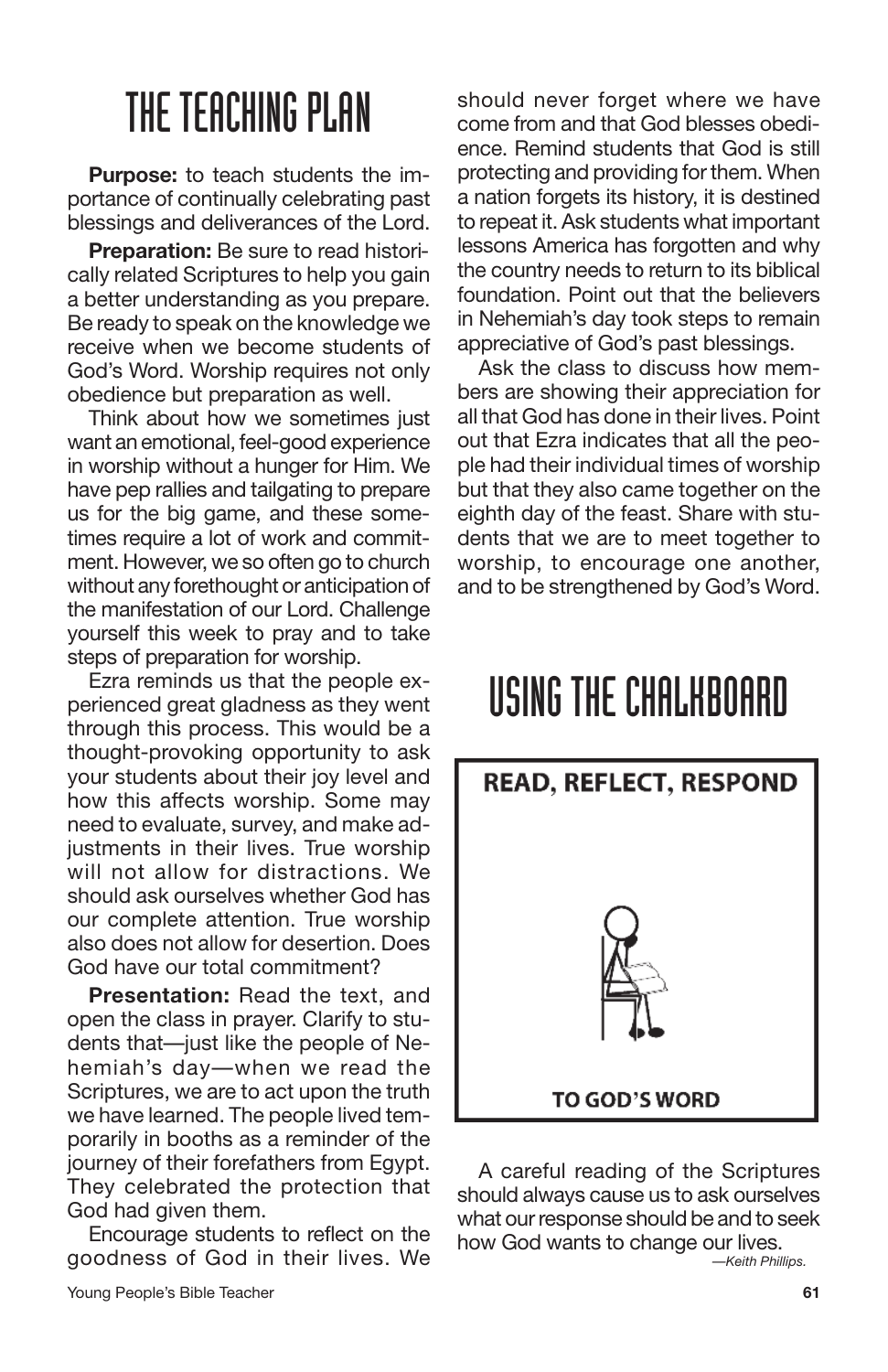# THE TEACHING PLAN

**Purpose:** to teach students the importance of continually celebrating past blessings and deliverances of the Lord.

**Preparation:** Be sure to read historically related Scriptures to help you gain a better understanding as you prepare. Be ready to speak on the knowledge we receive when we become students of God's Word. Worship requires not only obedience but preparation as well.

Think about how we sometimes just want an emotional, feel-good experience in worship without a hunger for Him. We have pep rallies and tailgating to prepare us for the big game, and these sometimes require a lot of work and commitment. However, we so often go to church without any forethought or anticipation of the manifestation of our Lord. Challenge yourself this week to pray and to take steps of preparation for worship.

Ezra reminds us that the people experienced great gladness as they went through this process. This would be a thought-provoking opportunity to ask your students about their joy level and how this affects worship. Some may need to evaluate, survey, and make adjustments in their lives. True worship will not allow for distractions. We should ask ourselves whether God has our complete attention. True worship also does not allow for desertion. Does God have our total commitment?

**Presentation:** Read the text, and open the class in prayer. Clarify to students that—just like the people of Nehemiah's day—when we read the Scriptures, we are to act upon the truth we have learned. The people lived temporarily in booths as a reminder of the journey of their forefathers from Egypt. They celebrated the protection that God had given them.

Encourage students to reflect on the goodness of God in their lives. We should never forget where we have come from and that God blesses obedience. Remind students that God is still protecting and providing for them. When a nation forgets its history, it is destined to repeat it. Ask students what important lessons America has forgotten and why the country needs to return to its biblical foundation. Point out that the believers in Nehemiah's day took steps to remain appreciative of God's past blessings.

Ask the class to discuss how members are showing their appreciation for all that God has done in their lives. Point out that Ezra indicates that all the people had their individual times of worship but that they also came together on the eighth day of the feast. Share with students that we are to meet together to worship, to encourage one another, and to be strengthened by God's Word.

# USING THE CHALKBOARD

**READ, REFLECT, RESPOND**

**TO GOD'S WORD**

A careful reading of the Scriptures should always cause us to ask ourselves what our response should be and to seek how God wants to change our lives.

*—Keith Phillips.*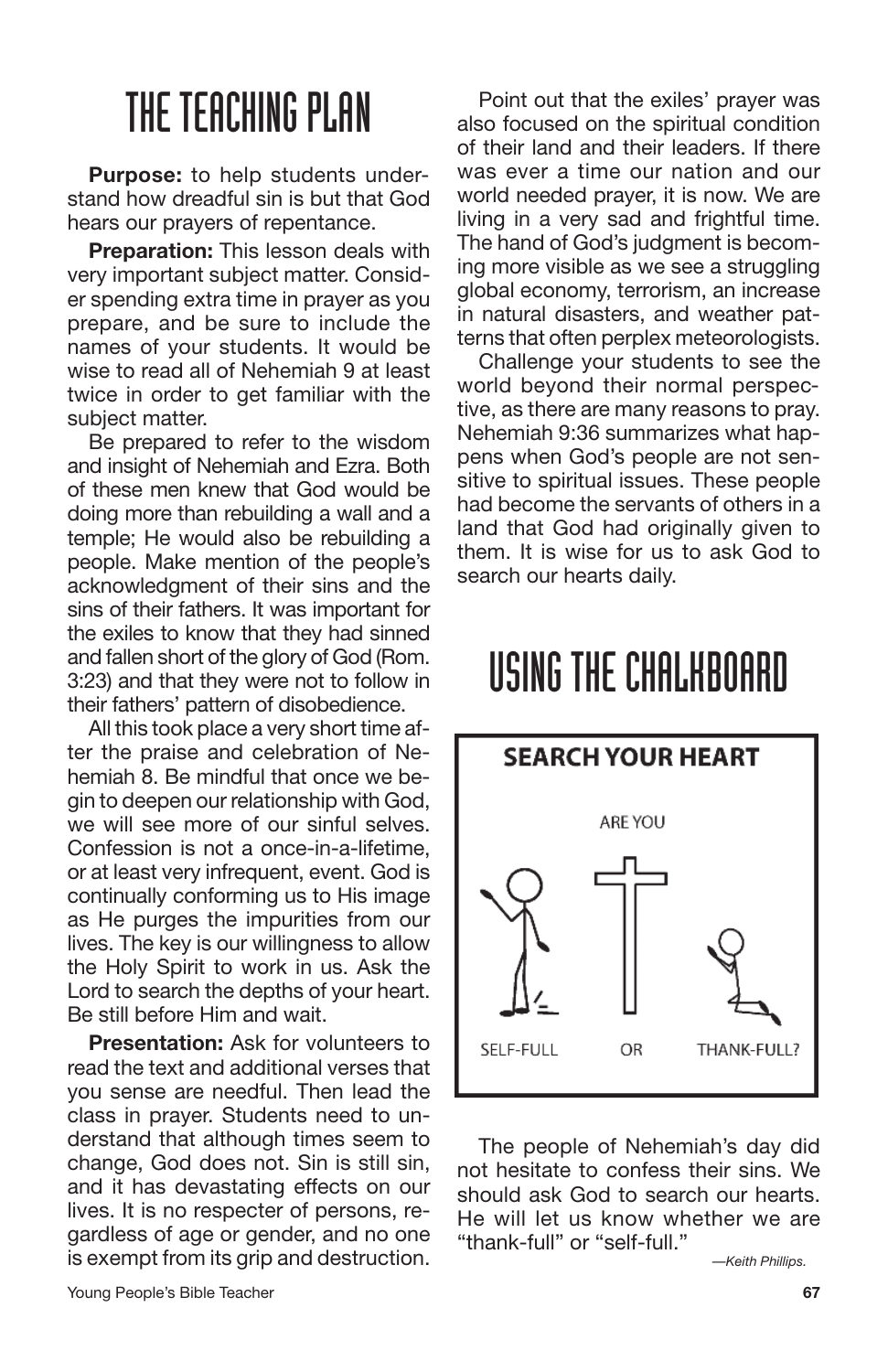# THE TEACHING PLAN

**Purpose:** to help students understand how dreadful sin is but that God hears our prayers of repentance.

**Preparation:** This lesson deals with very important subject matter. Consider spending extra time in prayer as you prepare, and be sure to include the names of your students. It would be wise to read all of Nehemiah 9 at least twice in order to get familiar with the subject matter.

Be prepared to refer to the wisdom and insight of Nehemiah and Ezra. Both of these men knew that God would be doing more than rebuilding a wall and a temple; He would also be rebuilding a people. Make mention of the people's acknowledgment of their sins and the sins of their fathers. It was important for the exiles to know that they had sinned and fallen short of the glory of God (Rom. 3:23) and that they were not to follow in their fathers' pattern of disobedience.

All this took place a very short time after the praise and celebration of Nehemiah 8. Be mindful that once we begin to deepen our relationship with God, we will see more of our sinful selves. Confession is not a once-in-a-lifetime, or at least very infrequent, event. God is continually conforming us to His image as He purges the impurities from our lives. The key is our willingness to allow the Holy Spirit to work in us. Ask the Lord to search the depths of your heart. Be still before Him and wait.

**Presentation:** Ask for volunteers to read the text and additional verses that you sense are needful. Then lead the class in prayer. Students need to understand that although times seem to change, God does not. Sin is still sin, and it has devastating effects on our lives. It is no respecter of persons, regardless of age or gender, and no one is exempt from its grip and destruction.

Point out that the exiles' prayer was also focused on the spiritual condition of their land and their leaders. If there was ever a time our nation and our world needed prayer, it is now. We are living in a very sad and frightful time. The hand of God's judgment is becoming more visible as we see a struggling global economy, terrorism, an increase in natural disasters, and weather patterns that often perplex meteorologists.

Challenge your students to see the world beyond their normal perspective, as there are many reasons to pray. Nehemiah 9:36 summarizes what happens when God's people are not sensitive to spiritual issues. These people had become the servants of others in a land that God had originally given to them. It is wise for us to ask God to search our hearts daily.

# USING THE CHALKBOARD

**SEARCH YOUR HEART**

ARE YOU

SELF-FULL OR THANK-FULL?

The people of Nehemiah's day did not hesitate to confess their sins. We should ask God to search our hearts. He will let us know whether we are "thank-full" or "self-full."

*—Keith Phillips.*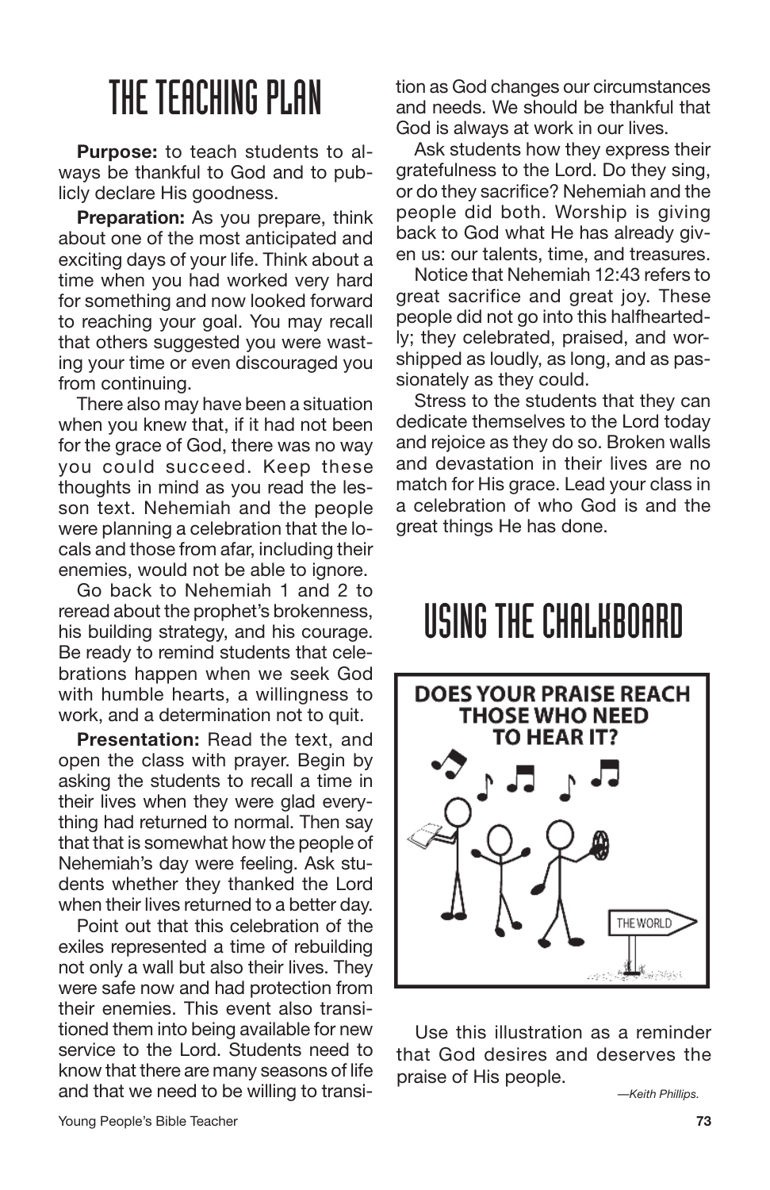# THE TEACHING PLAN

**Purpose:** to teach students to always be thankful to God and to publicly declare His goodness.

**Preparation:** As you prepare, think about one of the most anticipated and exciting days of your life. Think about a time when you had worked very hard for something and now looked forward to reaching your goal. You may recall that others suggested you were wasting your time or even discouraged you from continuing.

There also may have been a situation when you knew that, if it had not been for the grace of God, there was no way you could succeed. Keep these thoughts in mind as you read the lesson text. Nehemiah and the people were planning a celebration that the locals and those from afar, including their enemies, would not be able to ignore.

Go back to Nehemiah 1 and 2 to reread about the prophet's brokenness, his building strategy, and his courage. Be ready to remind students that celebrations happen when we seek God with humble hearts, a willingness to work, and a determination not to quit.

**Presentation:** Read the text, and open the class with prayer. Begin by asking the students to recall a time in their lives when they were glad everything had returned to normal. Then say that that is somewhat how the people of Nehemiah's day were feeling. Ask students whether they thanked the Lord when their lives returned to a better day.

Point out that this celebration of the exiles represented a time of rebuilding not only a wall but also their lives. They were safe now and had protection from their enemies. This event also transitioned them into being available for new service to the Lord. Students need to know that there are many seasons of life and that we need to be willing to transition as God changes our circumstances and needs. We should be thankful that God is always at work in our lives.

Ask students how they express their gratefulness to the Lord. Do they sing, or do they sacrifice? Nehemiah and the people did both. Worship is giving back to God what He has already given us: our talents, time, and treasures.

Notice that Nehemiah 12:43 refers to great sacrifice and great joy. These people did not go into this halfheartedly; they celebrated, praised, and worshipped as loudly, as long, and as passionately as they could.

Stress to the students that they can dedicate themselves to the Lord today and rejoice as they do so. Broken walls and devastation in their lives are no match for His grace. Lead your class in a celebration of who God is and the great things He has done.

# USING THE CHALKBOARD

DOES YOUR PRAISE REACH THOSE WHO NEED TO HEAR IT?

THE WORLD

Use this illustration as a reminder that God desires and deserves the praise of His people.

*—Keith Phillips.*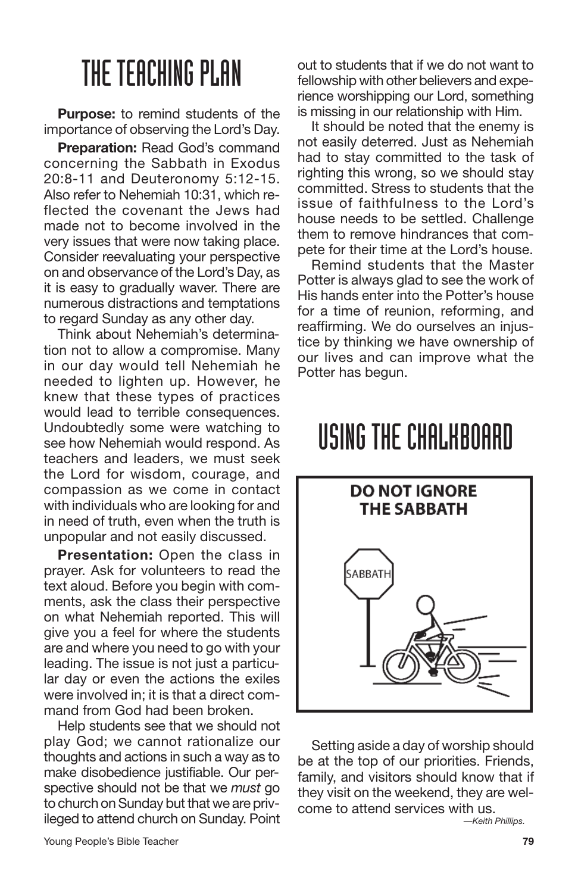# THE TEACHING PLAN

**Purpose:** to remind students of the importance of observing the Lord's Day.

**Preparation:** Read God's command concerning the Sabbath in Exodus 20:8-11 and Deuteronomy 5:12-15. Also refer to Nehemiah 10:31, which reflected the covenant the Jews had made not to become involved in the very issues that were now taking place. Consider reevaluating your perspective on and observance of the Lord's Day, as it is easy to gradually waver. There are numerous distractions and temptations to regard Sunday as any other day.

Think about Nehemiah's determination not to allow a compromise. Many in our day would tell Nehemiah he needed to lighten up. However, he knew that these types of practices would lead to terrible consequences. Undoubtedly some were watching to see how Nehemiah would respond. As teachers and leaders, we must seek the Lord for wisdom, courage, and compassion as we come in contact with individuals who are looking for and in need of truth, even when the truth is unpopular and not easily discussed.

**Presentation:** Open the class in prayer. Ask for volunteers to read the text aloud. Before you begin with comments, ask the class their perspective on what Nehemiah reported. This will give you a feel for where the students are and where you need to go with your leading. The issue is not just a particular day or even the actions the exiles were involved in; it is that a direct command from God had been broken.

Help students see that we should not play God; we cannot rationalize our thoughts and actions in such a way as to make disobedience justifiable. Our perspective should not be that we *must* go to church on Sunday but that we are privileged to attend church on Sunday. Point out to students that if we do not want to fellowship with other believers and experience worshipping our Lord, something is missing in our relationship with Him.

It should be noted that the enemy is not easily deterred. Just as Nehemiah had to stay committed to the task of righting this wrong, so we should stay committed. Stress to students that the issue of faithfulness to the Lord's house needs to be settled. Challenge them to remove hindrances that compete for their time at the Lord's house.

Remind students that the Master Potter is always glad to see the work of His hands enter into the Potter's house for a time of reunion, reforming, and reaffirming. We do ourselves an injustice by thinking we have ownership of our lives and can improve what the Potter has begun.

# USING THE CHALKBOARD

DO NOT IGNORE THE SABBATH

SABBATH

Setting aside a day of worship should be at the top of our priorities. Friends, family, and visitors should know that if they visit on the weekend, they are welcome to attend services with us.

*—Keith Phillips.*